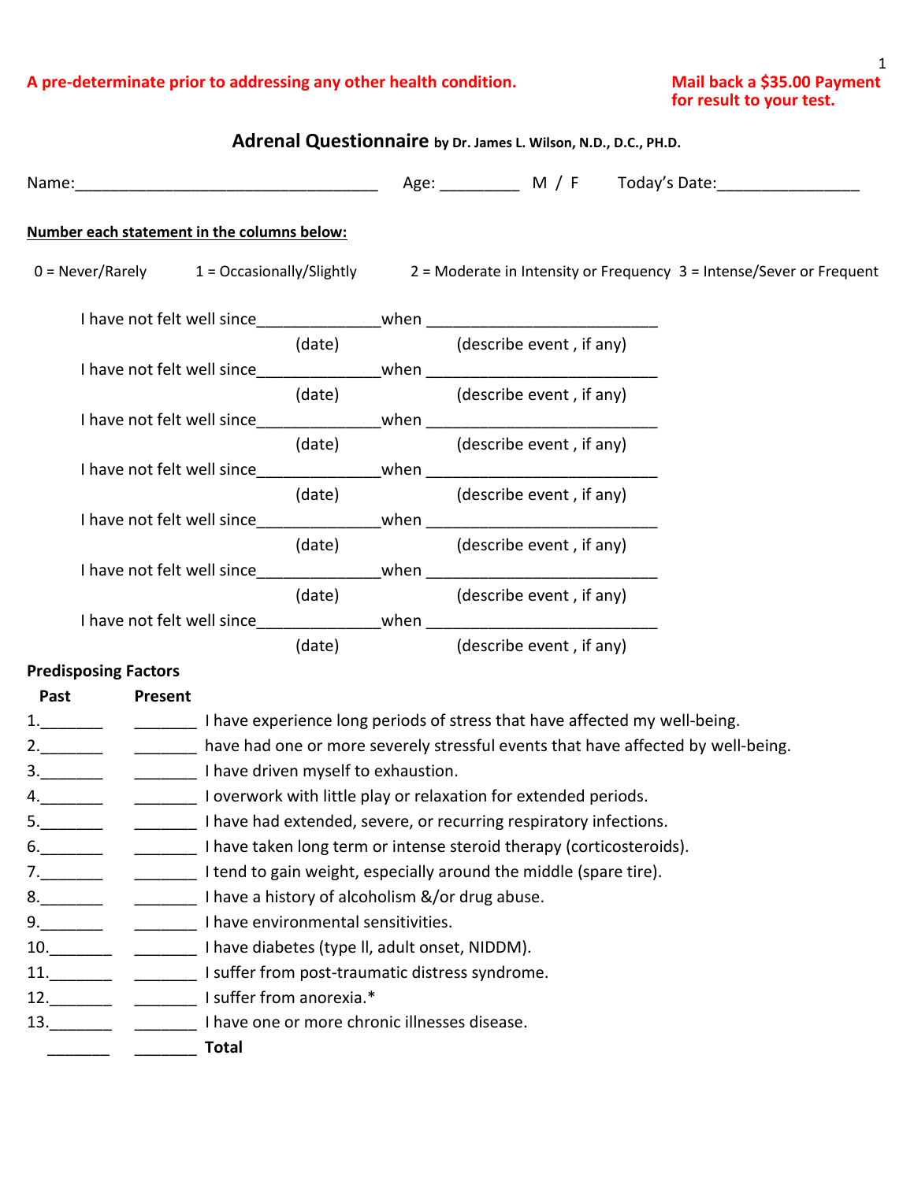**A pre-determinate prior to addressing any other health condition.**

**Mail back a $35.00 Payment for result to your test.**

# Adrenal Questionnaire by Dr. James L. Wilson, N.D., D.C., PH.D.

Name:___________________________________ Age: _________ M / F Today's Date:________________

**Number each statement in the columns below:**

0 = Never/Rarely 1 = Occasionally/Slightly 2 = Moderate in Intensity or Frequency 3 = Intense/Sever or Frequent

I have not felt well since______________when __________________________
(date) (describe event , if any)

I have not felt well since______________when __________________________
(date) (describe event , if any)

I have not felt well since______________when __________________________
(date) (describe event , if any)

I have not felt well since______________when __________________________
(date) (describe event , if any)

I have not felt well since______________when __________________________
(date) (describe event , if any)

I have not felt well since______________when __________________________
(date) (describe event , if any)

I have not felt well since______________when __________________________
(date) (describe event , if any)

**Predisposing Factors**

| Past | Present | |
|---|---|---|
| 1._______ | _______ | I have experience long periods of stress that have affected my well-being. |
| 2._______ | _______ | have had one or more severely stressful events that have affected by well-being. |
| 3._______ | _______ | I have driven myself to exhaustion. |
| 4._______ | _______ | I overwork with little play or relaxation for extended periods. |
| 5._______ | _______ | I have had extended, severe, or recurring respiratory infections. |
| 6._______ | _______ | I have taken long term or intense steroid therapy (corticosteroids). |
| 7._______ | _______ | I tend to gain weight, especially around the middle (spare tire). |
| 8._______ | _______ | I have a history of alcoholism &/or drug abuse. |
| 9._______ | _______ | I have environmental sensitivities. |
| 10._______ | _______ | I have diabetes (type ll, adult onset, NIDDM). |
| 11._______ | _______ | I suffer from post-traumatic distress syndrome. |
| 12._______ | _______ | I suffer from anorexia.* |
| 13._______ | _______ | I have one or more chronic illnesses disease. |
| _______ | _______ | **Total** |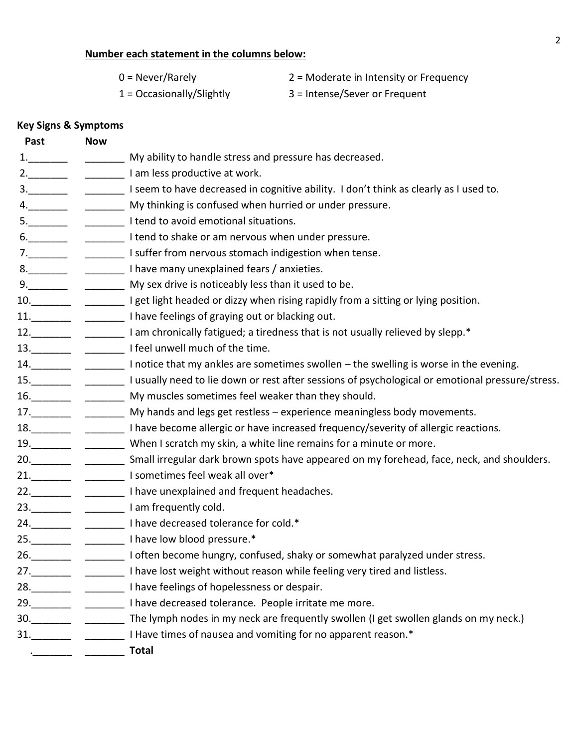**Number each statement in the columns below:**

0 = Never/Rarely
1 = Occasionally/Slightly
2 = Moderate in Intensity or Frequency
3 = Intense/Sever or Frequent

**Key Signs & Symptoms**

| Past | Now | |
|---|---|---|
| 1.\_\_\_\_\_\_\_ | \_\_\_\_\_\_\_ | My ability to handle stress and pressure has decreased. |
| 2.\_\_\_\_\_\_\_ | \_\_\_\_\_\_\_ | I am less productive at work. |
| 3.\_\_\_\_\_\_\_ | \_\_\_\_\_\_\_ | I seem to have decreased in cognitive ability. I don't think as clearly as I used to. |
| 4.\_\_\_\_\_\_\_ | \_\_\_\_\_\_\_ | My thinking is confused when hurried or under pressure. |
| 5.\_\_\_\_\_\_\_ | \_\_\_\_\_\_\_ | I tend to avoid emotional situations. |
| 6.\_\_\_\_\_\_\_ | \_\_\_\_\_\_\_ | I tend to shake or am nervous when under pressure. |
| 7.\_\_\_\_\_\_\_ | \_\_\_\_\_\_\_ | I suffer from nervous stomach indigestion when tense. |
| 8.\_\_\_\_\_\_\_ | \_\_\_\_\_\_\_ | I have many unexplained fears / anxieties. |
| 9.\_\_\_\_\_\_\_ | \_\_\_\_\_\_\_ | My sex drive is noticeably less than it used to be. |
| 10.\_\_\_\_\_\_\_ | \_\_\_\_\_\_\_ | I get light headed or dizzy when rising rapidly from a sitting or lying position. |
| 11.\_\_\_\_\_\_\_ | \_\_\_\_\_\_\_ | I have feelings of graying out or blacking out. |
| 12.\_\_\_\_\_\_\_ | \_\_\_\_\_\_\_ | I am chronically fatigued; a tiredness that is not usually relieved by slepp.* |
| 13.\_\_\_\_\_\_\_ | \_\_\_\_\_\_\_ | I feel unwell much of the time. |
| 14.\_\_\_\_\_\_\_ | \_\_\_\_\_\_\_ | I notice that my ankles are sometimes swollen – the swelling is worse in the evening. |
| 15.\_\_\_\_\_\_\_ | \_\_\_\_\_\_\_ | I usually need to lie down or rest after sessions of psychological or emotional pressure/stress. |
| 16.\_\_\_\_\_\_\_ | \_\_\_\_\_\_\_ | My muscles sometimes feel weaker than they should. |
| 17.\_\_\_\_\_\_\_ | \_\_\_\_\_\_\_ | My hands and legs get restless – experience meaningless body movements. |
| 18.\_\_\_\_\_\_\_ | \_\_\_\_\_\_\_ | I have become allergic or have increased frequency/severity of allergic reactions. |
| 19.\_\_\_\_\_\_\_ | \_\_\_\_\_\_\_ | When I scratch my skin, a white line remains for a minute or more. |
| 20.\_\_\_\_\_\_\_ | \_\_\_\_\_\_\_ | Small irregular dark brown spots have appeared on my forehead, face, neck, and shoulders. |
| 21.\_\_\_\_\_\_\_ | \_\_\_\_\_\_\_ | I sometimes feel weak all over* |
| 22.\_\_\_\_\_\_\_ | \_\_\_\_\_\_\_ | I have unexplained and frequent headaches. |
| 23.\_\_\_\_\_\_\_ | \_\_\_\_\_\_\_ | I am frequently cold. |
| 24.\_\_\_\_\_\_\_ | \_\_\_\_\_\_\_ | I have decreased tolerance for cold.* |
| 25.\_\_\_\_\_\_\_ | \_\_\_\_\_\_\_ | I have low blood pressure.* |
| 26.\_\_\_\_\_\_\_ | \_\_\_\_\_\_\_ | I often become hungry, confused, shaky or somewhat paralyzed under stress. |
| 27.\_\_\_\_\_\_\_ | \_\_\_\_\_\_\_ | I have lost weight without reason while feeling very tired and listless. |
| 28.\_\_\_\_\_\_\_ | \_\_\_\_\_\_\_ | I have feelings of hopelessness or despair. |
| 29.\_\_\_\_\_\_\_ | \_\_\_\_\_\_\_ | I have decreased tolerance. People irritate me more. |
| 30.\_\_\_\_\_\_\_ | \_\_\_\_\_\_\_ | The lymph nodes in my neck are frequently swollen (I get swollen glands on my neck.) |
| 31.\_\_\_\_\_\_\_ | \_\_\_\_\_\_\_ | I Have times of nausea and vomiting for no apparent reason.* |
| .\_\_\_\_\_\_\_ | \_\_\_\_\_\_\_ | **Total** |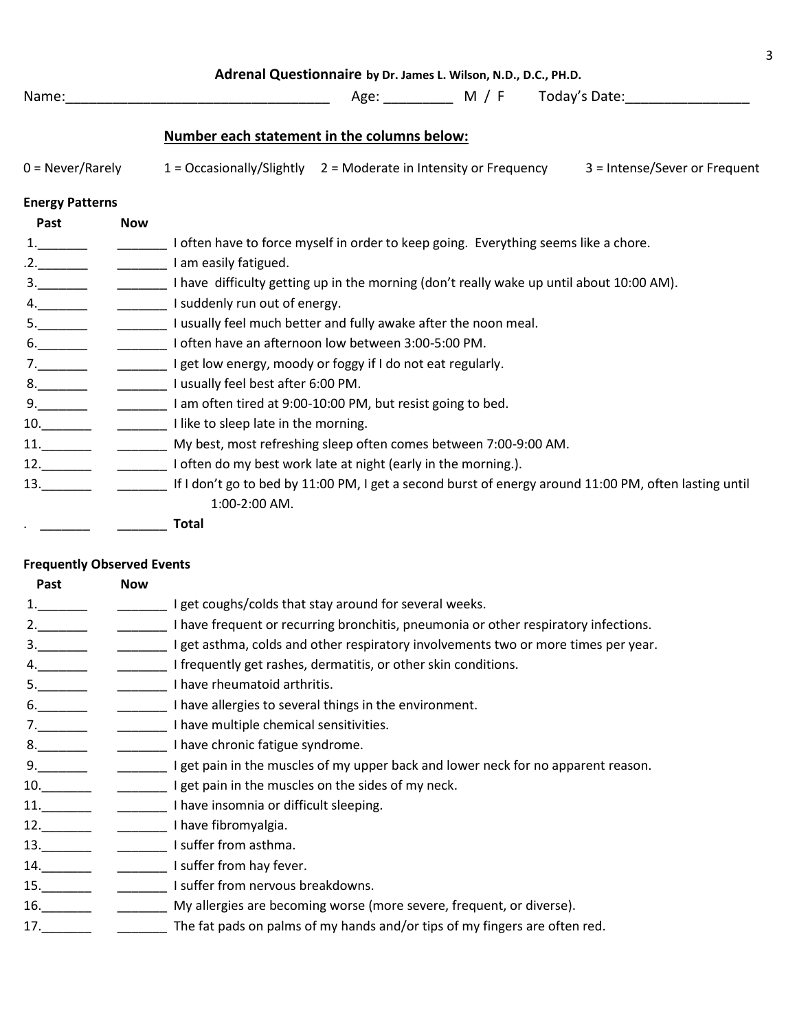## Adrenal Questionnaire by Dr. James L. Wilson, N.D., D.C., PH.D.

Name:_________________________________ Age: _________ M / F Today's Date:________________

**Number each statement in the columns below:**

0 = Never/Rarely 1 = Occasionally/Slightly 2 = Moderate in Intensity or Frequency 3 = Intense/Sever or Frequent

### Energy Patterns

| Past | Now | |
|---|---|---|
| 1._______ | _______ | I often have to force myself in order to keep going. Everything seems like a chore. |
| .2._______ | _______ | I am easily fatigued. |
| 3._______ | _______ | I have difficulty getting up in the morning (don't really wake up until about 10:00 AM). |
| 4._______ | _______ | I suddenly run out of energy. |
| 5._______ | _______ | I usually feel much better and fully awake after the noon meal. |
| 6._______ | _______ | I often have an afternoon low between 3:00-5:00 PM. |
| 7._______ | _______ | I get low energy, moody or foggy if I do not eat regularly. |
| 8._______ | _______ | I usually feel best after 6:00 PM. |
| 9._______ | _______ | I am often tired at 9:00-10:00 PM, but resist going to bed. |
| 10._______ | _______ | I like to sleep late in the morning. |
| 11._______ | _______ | My best, most refreshing sleep often comes between 7:00-9:00 AM. |
| 12._______ | _______ | I often do my best work late at night (early in the morning.). |
| 13._______ | _______ | If I don't go to bed by 11:00 PM, I get a second burst of energy around 11:00 PM, often lasting until 1:00-2:00 AM. |
| . _______ | _______ | **Total** |

### Frequently Observed Events

| Past | Now | |
|---|---|---|
| 1._______ | _______ | I get coughs/colds that stay around for several weeks. |
| 2._______ | _______ | I have frequent or recurring bronchitis, pneumonia or other respiratory infections. |
| 3._______ | _______ | I get asthma, colds and other respiratory involvements two or more times per year. |
| 4._______ | _______ | I frequently get rashes, dermatitis, or other skin conditions. |
| 5._______ | _______ | I have rheumatoid arthritis. |
| 6._______ | _______ | I have allergies to several things in the environment. |
| 7._______ | _______ | I have multiple chemical sensitivities. |
| 8._______ | _______ | I have chronic fatigue syndrome. |
| 9._______ | _______ | I get pain in the muscles of my upper back and lower neck for no apparent reason. |
| 10._______ | _______ | I get pain in the muscles on the sides of my neck. |
| 11._______ | _______ | I have insomnia or difficult sleeping. |
| 12._______ | _______ | I have fibromyalgia. |
| 13._______ | _______ | I suffer from asthma. |
| 14._______ | _______ | I suffer from hay fever. |
| 15._______ | _______ | I suffer from nervous breakdowns. |
| 16._______ | _______ | My allergies are becoming worse (more severe, frequent, or diverse). |
| 17._______ | _______ | The fat pads on palms of my hands and/or tips of my fingers are often red. |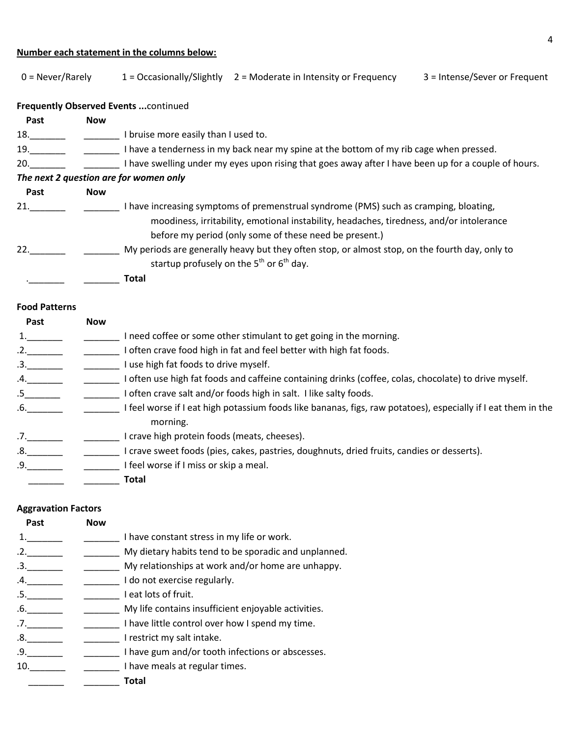**Number each statement in the columns below:**

0 = Never/Rarely   1 = Occasionally/Slightly   2 = Moderate in Intensity or Frequency   3 = Intense/Sever or Frequent

**Frequently Observed Events ...**continued

| Past | Now | |
|---|---|---|
| 18.\_\_\_\_\_\_\_ | \_\_\_\_\_\_\_ | I bruise more easily than I used to. |
| 19.\_\_\_\_\_\_\_ | \_\_\_\_\_\_\_ | I have a tenderness in my back near my spine at the bottom of my rib cage when pressed. |
| 20.\_\_\_\_\_\_\_ | \_\_\_\_\_\_\_ | I have swelling under my eyes upon rising that goes away after I have been up for a couple of hours. |

***The next 2 question are for women only***

| Past | Now | |
|---|---|---|
| 21.\_\_\_\_\_\_\_ | \_\_\_\_\_\_\_ | I have increasing symptoms of premenstrual syndrome (PMS) such as cramping, bloating, moodiness, irritability, emotional instability, headaches, tiredness, and/or intolerance before my period (only some of these need be present.) |
| 22.\_\_\_\_\_\_\_ | \_\_\_\_\_\_\_ | My periods are generally heavy but they often stop, or almost stop, on the fourth day, only to startup profusely on the 5th or 6th day. |
| .\_\_\_\_\_\_\_ | \_\_\_\_\_\_\_ | **Total** |

**Food Patterns**

| Past | Now | |
|---|---|---|
| 1.\_\_\_\_\_\_\_ | \_\_\_\_\_\_\_ | I need coffee or some other stimulant to get going in the morning. |
| .2.\_\_\_\_\_\_\_ | \_\_\_\_\_\_\_ | I often crave food high in fat and feel better with high fat foods. |
| .3.\_\_\_\_\_\_\_ | \_\_\_\_\_\_\_ | I use high fat foods to drive myself. |
| .4.\_\_\_\_\_\_\_ | \_\_\_\_\_\_\_ | I often use high fat foods and caffeine containing drinks (coffee, colas, chocolate) to drive myself. |
| .5\_\_\_\_\_\_\_ | \_\_\_\_\_\_\_ | I often crave salt and/or foods high in salt. I like salty foods. |
| .6.\_\_\_\_\_\_\_ | \_\_\_\_\_\_\_ | I feel worse if I eat high potassium foods like bananas, figs, raw potatoes), especially if I eat them in the morning. |
| .7.\_\_\_\_\_\_\_ | \_\_\_\_\_\_\_ | I crave high protein foods (meats, cheeses). |
| .8.\_\_\_\_\_\_\_ | \_\_\_\_\_\_\_ | I crave sweet foods (pies, cakes, pastries, doughnuts, dried fruits, candies or desserts). |
| .9.\_\_\_\_\_\_\_ | \_\_\_\_\_\_\_ | I feel worse if I miss or skip a meal. |
| \_\_\_\_\_\_\_ | \_\_\_\_\_\_\_ | **Total** |

**Aggravation Factors**

| Past | Now | |
|---|---|---|
| 1.\_\_\_\_\_\_\_ | \_\_\_\_\_\_\_ | I have constant stress in my life or work. |
| .2.\_\_\_\_\_\_\_ | \_\_\_\_\_\_\_ | My dietary habits tend to be sporadic and unplanned. |
| .3.\_\_\_\_\_\_\_ | \_\_\_\_\_\_\_ | My relationships at work and/or home are unhappy. |
| .4.\_\_\_\_\_\_\_ | \_\_\_\_\_\_\_ | I do not exercise regularly. |
| .5.\_\_\_\_\_\_\_ | \_\_\_\_\_\_\_ | I eat lots of fruit. |
| .6.\_\_\_\_\_\_\_ | \_\_\_\_\_\_\_ | My life contains insufficient enjoyable activities. |
| .7.\_\_\_\_\_\_\_ | \_\_\_\_\_\_\_ | I have little control over how I spend my time. |
| .8.\_\_\_\_\_\_\_ | \_\_\_\_\_\_\_ | I restrict my salt intake. |
| .9.\_\_\_\_\_\_\_ | \_\_\_\_\_\_\_ | I have gum and/or tooth infections or abscesses. |
| 10.\_\_\_\_\_\_\_ | \_\_\_\_\_\_\_ | I have meals at regular times. |
| \_\_\_\_\_\_\_ | \_\_\_\_\_\_\_ | **Total** |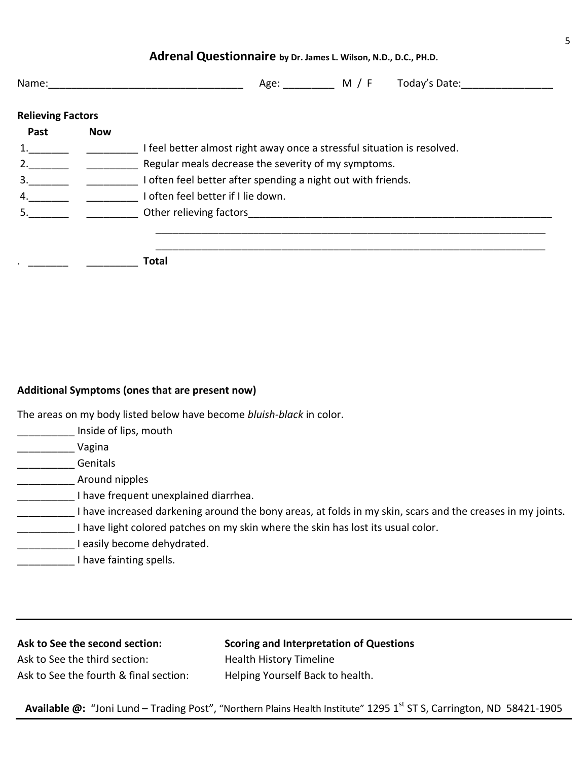# Adrenal Questionnaire by Dr. James L. Wilson, N.D., D.C., PH.D.

Name:_________________________________ Age: _________ M / F Today's Date:________________

**Relieving Factors**

| Past | Now | |
|---|---|---|
| 1._______ | _________ | I feel better almost right away once a stressful situation is resolved. |
| 2._______ | _________ | Regular meals decrease the severity of my symptoms. |
| 3._______ | _________ | I often feel better after spending a night out with friends. |
| 4._______ | _________ | I often feel better if I lie down. |
| 5._______ | _________ | Other relieving factors_______________________________________________________ |
| . _______ | _________ | **Total** |

**Additional Symptoms (ones that are present now)**

The areas on my body listed below have become *bluish-black* in color.

__________ Inside of lips, mouth

__________ Vagina

__________ Genitals

__________ Around nipples

__________ I have frequent unexplained diarrhea.

__________ I have increased darkening around the bony areas, at folds in my skin, scars and the creases in my joints.

__________ I have light colored patches on my skin where the skin has lost its usual color.

__________ I easily become dehydrated.

__________ I have fainting spells.

---

**Ask to See the second section:** **Scoring and Interpretation of Questions**

Ask to See the third section: Health History Timeline

Ask to See the fourth & final section: Helping Yourself Back to health.

**Available @:** "Joni Lund – Trading Post", "Northern Plains Health Institute" 1295 1st ST S, Carrington, ND 58421-1905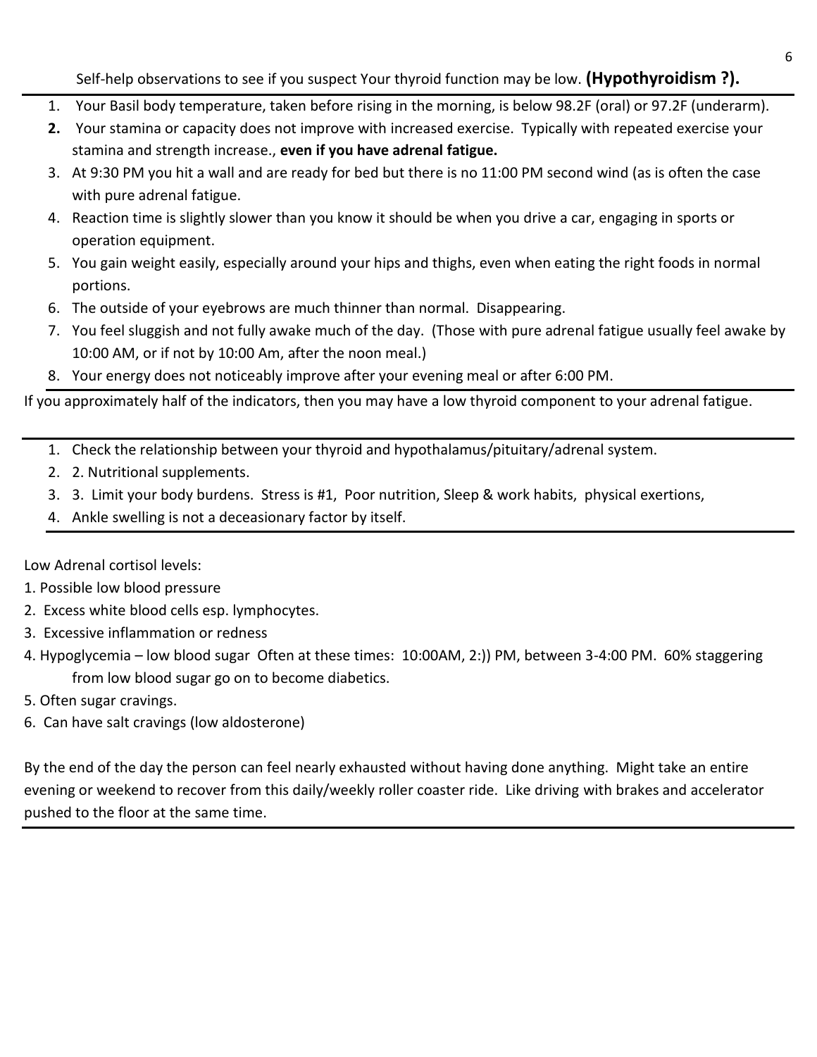Self-help observations to see if you suspect Your thyroid function may be low. **(Hypothyroidism ?).**

1. Your Basil body temperature, taken before rising in the morning, is below 98.2F (oral) or 97.2F (underarm).
2. Your stamina or capacity does not improve with increased exercise. Typically with repeated exercise your stamina and strength increase., **even if you have adrenal fatigue.**
3. At 9:30 PM you hit a wall and are ready for bed but there is no 11:00 PM second wind (as is often the case with pure adrenal fatigue.
4. Reaction time is slightly slower than you know it should be when you drive a car, engaging in sports or operation equipment.
5. You gain weight easily, especially around your hips and thighs, even when eating the right foods in normal portions.
6. The outside of your eyebrows are much thinner than normal. Disappearing.
7. You feel sluggish and not fully awake much of the day. (Those with pure adrenal fatigue usually feel awake by 10:00 AM, or if not by 10:00 Am, after the noon meal.)
8. Your energy does not noticeably improve after your evening meal or after 6:00 PM.

If you approximately half of the indicators, then you may have a low thyroid component to your adrenal fatigue.

1. Check the relationship between your thyroid and hypothalamus/pituitary/adrenal system.
2. 2. Nutritional supplements.
3. 3. Limit your body burdens. Stress is #1, Poor nutrition, Sleep & work habits, physical exertions,
4. Ankle swelling is not a deceasionary factor by itself.

Low Adrenal cortisol levels:

1. Possible low blood pressure
2. Excess white blood cells esp. lymphocytes.
3. Excessive inflammation or redness
4. Hypoglycemia – low blood sugar Often at these times: 10:00AM, 2:)) PM, between 3-4:00 PM. 60% staggering from low blood sugar go on to become diabetics.
5. Often sugar cravings.
6. Can have salt cravings (low aldosterone)

By the end of the day the person can feel nearly exhausted without having done anything. Might take an entire evening or weekend to recover from this daily/weekly roller coaster ride. Like driving with brakes and accelerator pushed to the floor at the same time.